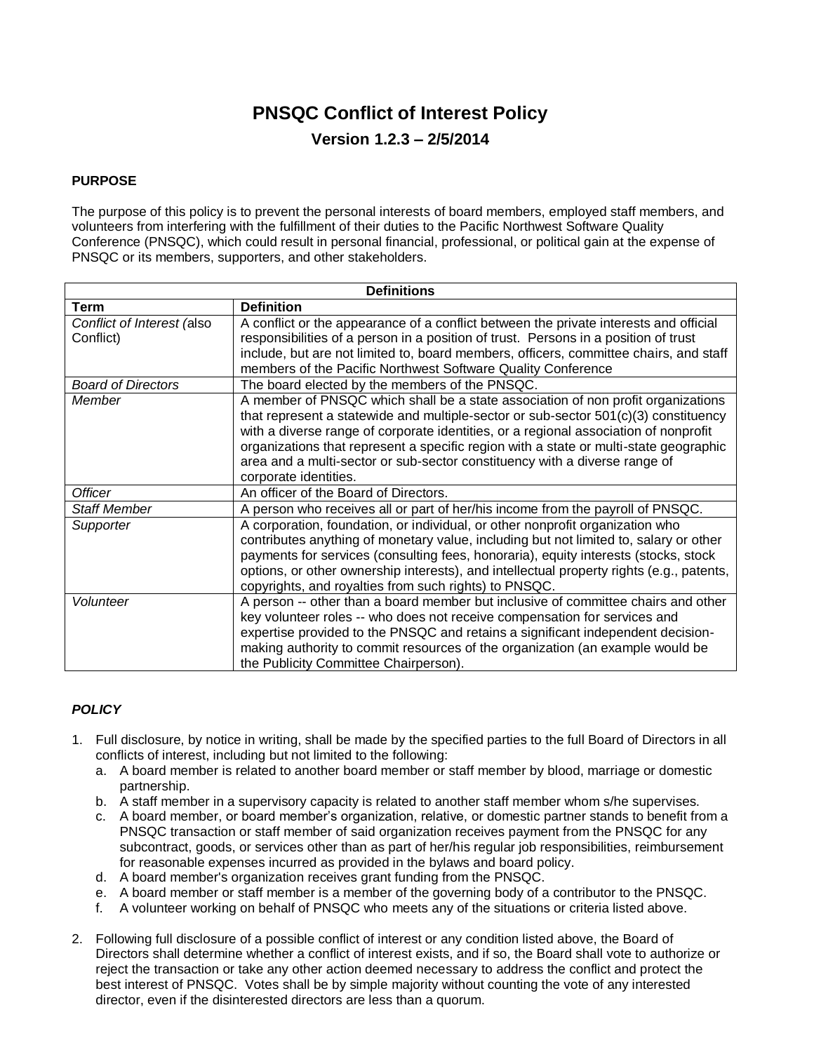# PNSQC Conflict of Interest Policy

## Version 1.2.3 – 2/5/2014

**PURPOSE**

The purpose of this policy is to prevent the personal interests of board members, employed staff members, and volunteers from interfering with the fulfillment of their duties to the Pacific Northwest Software Quality Conference (PNSQC), which could result in personal financial, professional, or political gain at the expense of PNSQC or its members, supporters, and other stakeholders.

| **Definitions** | |
|---|---|
| **Term** | **Definition** |
| *Conflict of Interest (*also Conflict) | A conflict or the appearance of a conflict between the private interests and official responsibilities of a person in a position of trust. Persons in a position of trust include, but are not limited to, board members, officers, committee chairs, and staff members of the Pacific Northwest Software Quality Conference |
| *Board of Directors* | The board elected by the members of the PNSQC. |
| *Member* | A member of PNSQC which shall be a state association of non profit organizations that represent a statewide and multiple-sector or sub-sector 501(c)(3) constituency with a diverse range of corporate identities, or a regional association of nonprofit organizations that represent a specific region with a state or multi-state geographic area and a multi-sector or sub-sector constituency with a diverse range of corporate identities. |
| *Officer* | An officer of the Board of Directors. |
| *Staff Member* | A person who receives all or part of her/his income from the payroll of PNSQC. |
| *Supporter* | A corporation, foundation, or individual, or other nonprofit organization who contributes anything of monetary value, including but not limited to, salary or other payments for services (consulting fees, honoraria), equity interests (stocks, stock options, or other ownership interests), and intellectual property rights (e.g., patents, copyrights, and royalties from such rights) to PNSQC. |
| *Volunteer* | A person -- other than a board member but inclusive of committee chairs and other key volunteer roles -- who does not receive compensation for services and expertise provided to the PNSQC and retains a significant independent decision-making authority to commit resources of the organization (an example would be the Publicity Committee Chairperson). |

***POLICY***

1. Full disclosure, by notice in writing, shall be made by the specified parties to the full Board of Directors in all conflicts of interest, including but not limited to the following:
   a. A board member is related to another board member or staff member by blood, marriage or domestic partnership.
   b. A staff member in a supervisory capacity is related to another staff member whom s/he supervises.
   c. A board member, or board member's organization, relative, or domestic partner stands to benefit from a PNSQC transaction or staff member of said organization receives payment from the PNSQC for any subcontract, goods, or services other than as part of her/his regular job responsibilities, reimbursement for reasonable expenses incurred as provided in the bylaws and board policy.
   d. A board member's organization receives grant funding from the PNSQC.
   e. A board member or staff member is a member of the governing body of a contributor to the PNSQC.
   f. A volunteer working on behalf of PNSQC who meets any of the situations or criteria listed above.

2. Following full disclosure of a possible conflict of interest or any condition listed above, the Board of Directors shall determine whether a conflict of interest exists, and if so, the Board shall vote to authorize or reject the transaction or take any other action deemed necessary to address the conflict and protect the best interest of PNSQC. Votes shall be by simple majority without counting the vote of any interested director, even if the disinterested directors are less than a quorum.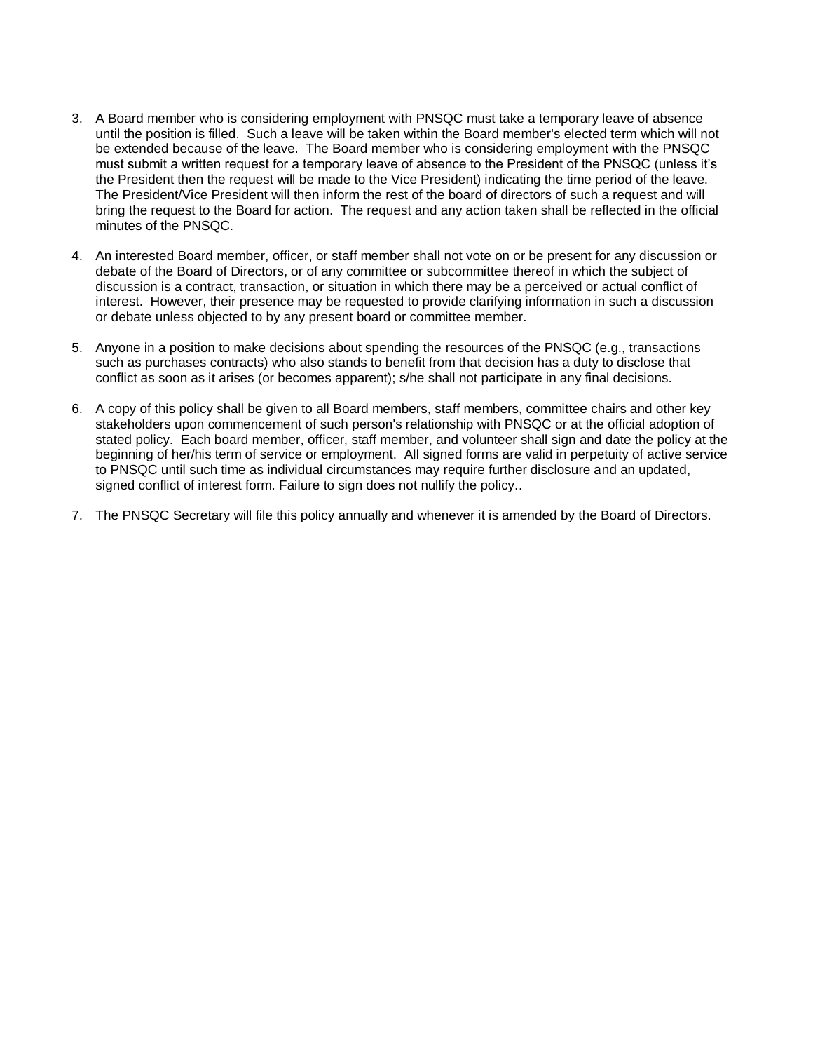3. A Board member who is considering employment with PNSQC must take a temporary leave of absence until the position is filled. Such a leave will be taken within the Board member's elected term which will not be extended because of the leave. The Board member who is considering employment with the PNSQC must submit a written request for a temporary leave of absence to the President of the PNSQC (unless it's the President then the request will be made to the Vice President) indicating the time period of the leave. The President/Vice President will then inform the rest of the board of directors of such a request and will bring the request to the Board for action. The request and any action taken shall be reflected in the official minutes of the PNSQC.

4. An interested Board member, officer, or staff member shall not vote on or be present for any discussion or debate of the Board of Directors, or of any committee or subcommittee thereof in which the subject of discussion is a contract, transaction, or situation in which there may be a perceived or actual conflict of interest. However, their presence may be requested to provide clarifying information in such a discussion or debate unless objected to by any present board or committee member.

5. Anyone in a position to make decisions about spending the resources of the PNSQC (e.g., transactions such as purchases contracts) who also stands to benefit from that decision has a duty to disclose that conflict as soon as it arises (or becomes apparent); s/he shall not participate in any final decisions.

6. A copy of this policy shall be given to all Board members, staff members, committee chairs and other key stakeholders upon commencement of such person's relationship with PNSQC or at the official adoption of stated policy. Each board member, officer, staff member, and volunteer shall sign and date the policy at the beginning of her/his term of service or employment. All signed forms are valid in perpetuity of active service to PNSQC until such time as individual circumstances may require further disclosure and an updated, signed conflict of interest form. Failure to sign does not nullify the policy..

7. The PNSQC Secretary will file this policy annually and whenever it is amended by the Board of Directors.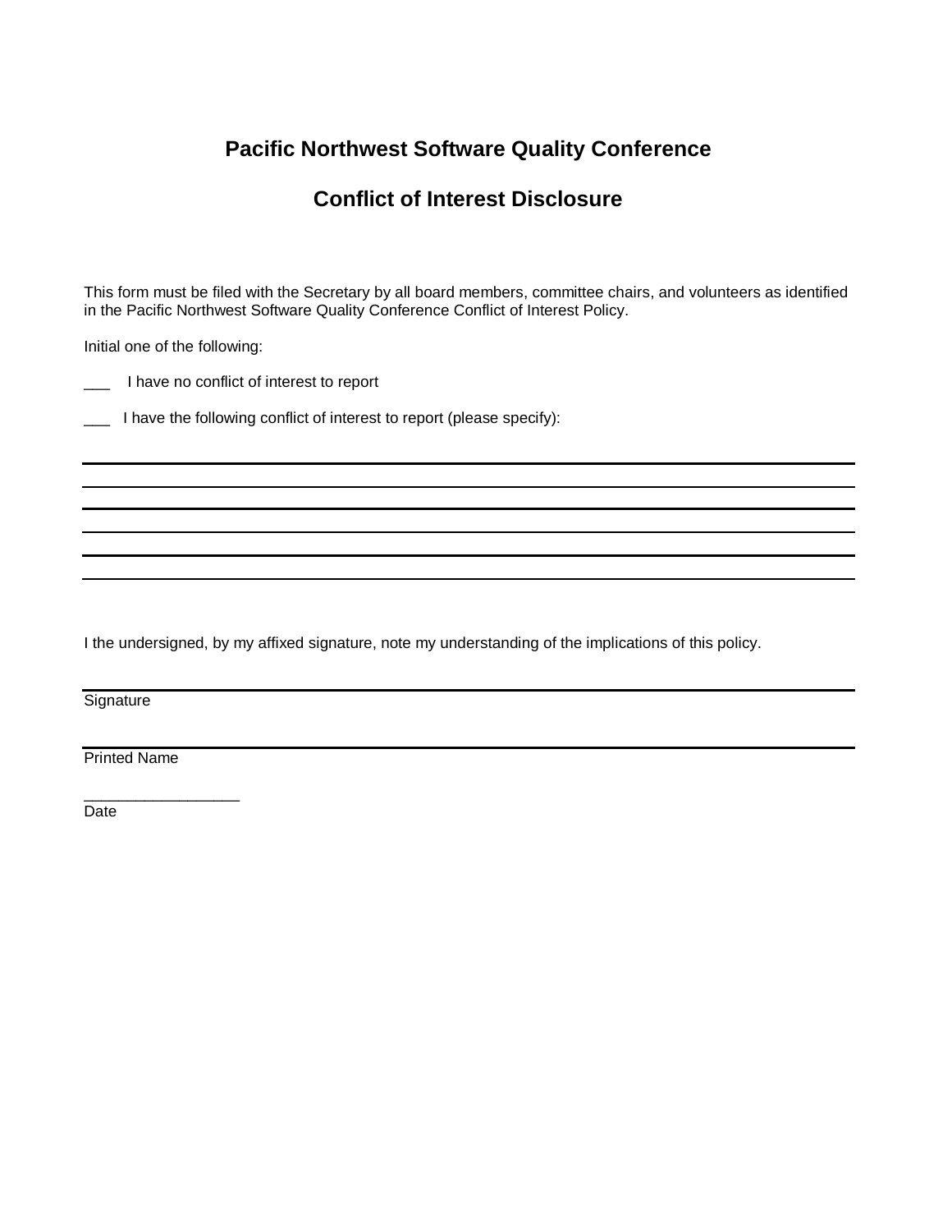# Pacific Northwest Software Quality Conference

## Conflict of Interest Disclosure

This form must be filed with the Secretary by all board members, committee chairs, and volunteers as identified in the Pacific Northwest Software Quality Conference Conflict of Interest Policy.

Initial one of the following:

___ I have no conflict of interest to report

___ I have the following conflict of interest to report (please specify):

______________________________________________________________________

______________________________________________________________________

______________________________________________________________________

______________________________________________________________________

______________________________________________________________________

______________________________________________________________________

I the undersigned, by my affixed signature, note my understanding of the implications of this policy.

______________________________________________________________________

Signature

______________________________________________________________________

Printed Name

__________________

Date